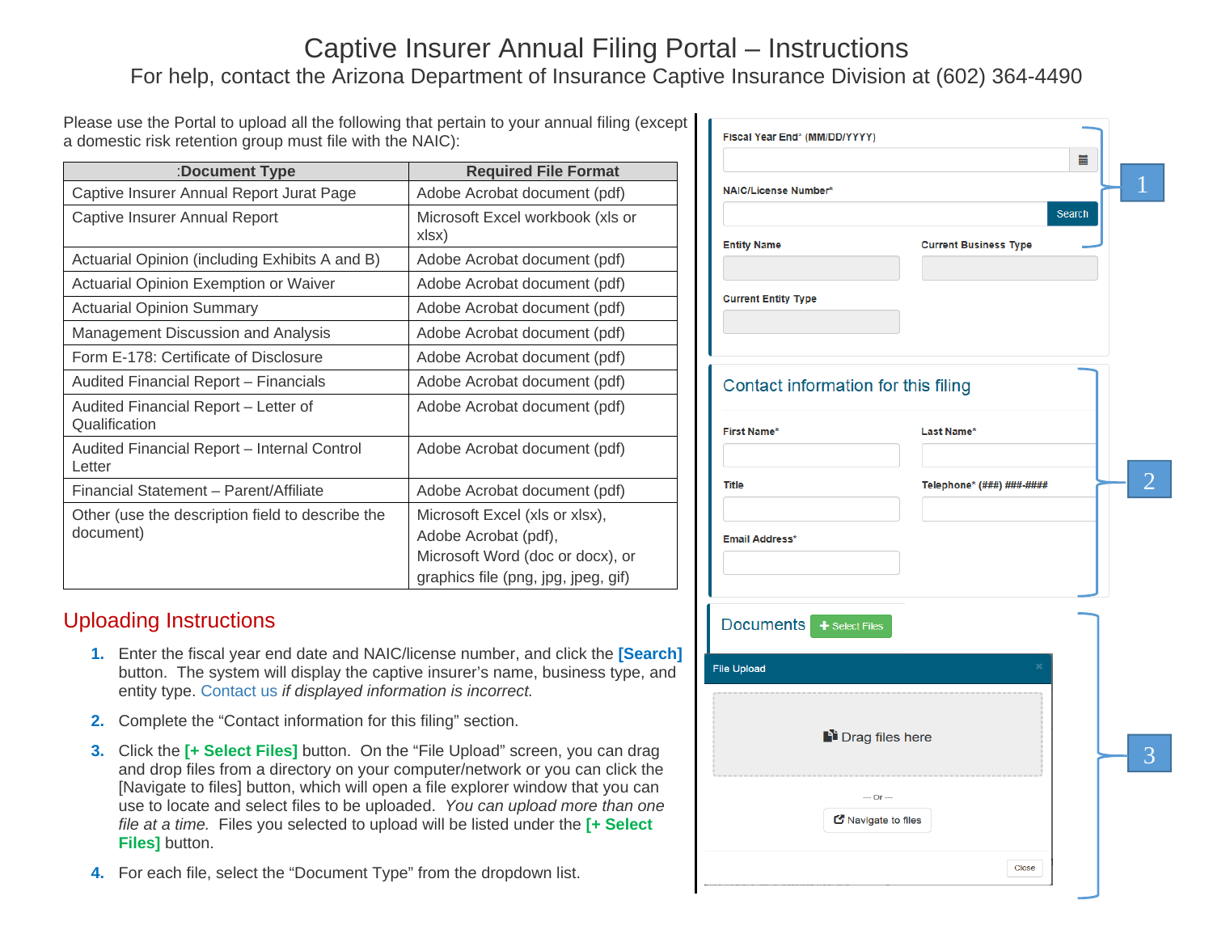# Captive Insurer Annual Filing Portal – Instructions

For help, contact the Arizona Department of Insurance Captive Insurance Division at (602) 364-4490

Please use the Portal to upload all the following that pertain to your annual filing (except a domestic risk retention group must file with the NAIC):

| :Document Type | Required File Format |
|---|---|
| Captive Insurer Annual Report Jurat Page | Adobe Acrobat document (pdf) |
| Captive Insurer Annual Report | Microsoft Excel workbook (xls or xlsx) |
| Actuarial Opinion (including Exhibits A and B) | Adobe Acrobat document (pdf) |
| Actuarial Opinion Exemption or Waiver | Adobe Acrobat document (pdf) |
| Actuarial Opinion Summary | Adobe Acrobat document (pdf) |
| Management Discussion and Analysis | Adobe Acrobat document (pdf) |
| Form E-178: Certificate of Disclosure | Adobe Acrobat document (pdf) |
| Audited Financial Report – Financials | Adobe Acrobat document (pdf) |
| Audited Financial Report – Letter of Qualification | Adobe Acrobat document (pdf) |
| Audited Financial Report – Internal Control Letter | Adobe Acrobat document (pdf) |
| Financial Statement – Parent/Affiliate | Adobe Acrobat document (pdf) |
| Other (use the description field to describe the document) | Microsoft Excel (xls or xlsx), Adobe Acrobat (pdf), Microsoft Word (doc or docx), or graphics file (png, jpg, jpeg, gif) |

## Uploading Instructions

1. Enter the fiscal year end date and NAIC/license number, and click the **[Search]** button. The system will display the captive insurer's name, business type, and entity type. Contact us *if displayed information is incorrect.*
2. Complete the "Contact information for this filing" section.
3. Click the **[+ Select Files]** button. On the "File Upload" screen, you can drag and drop files from a directory on your computer/network or you can click the [Navigate to files] button, which will open a file explorer window that you can use to locate and select files to be uploaded. *You can upload more than one file at a time.* Files you selected to upload will be listed under the **[+ Select Files]** button.
4. For each file, select the "Document Type" from the dropdown list.

**1**

Fiscal Year End* (MM/DD/YYYY)

NAIC/License Number* [Search]

Entity Name | Current Business Type

Current Entity Type

**2**

Contact information for this filing

First Name* | Last Name*

Title | Telephone* (###) ###-####

Email Address*

**3**

Documents [+ Select Files]

File Upload

Drag files here

— Or —

Navigate to files

Close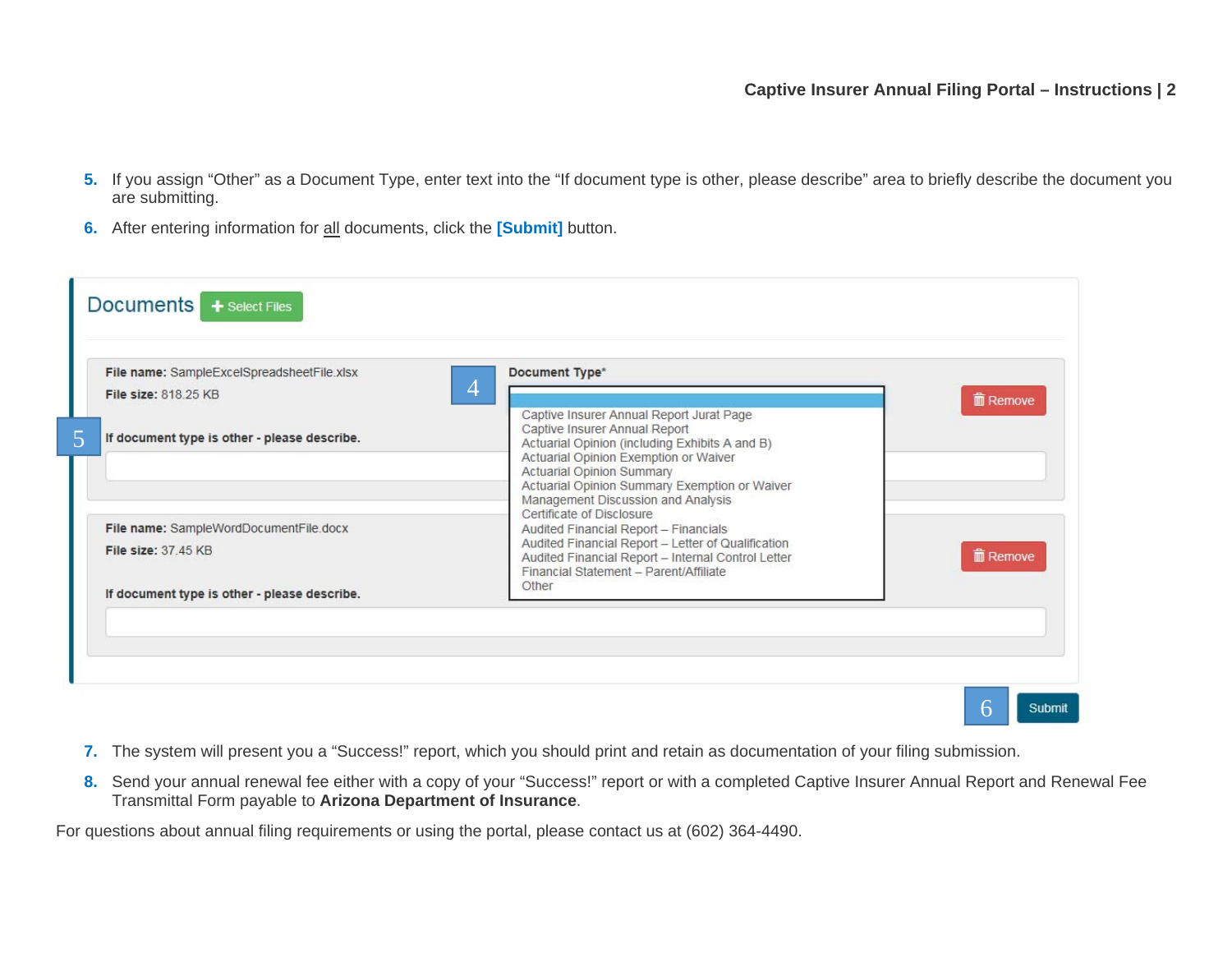5. If you assign "Other" as a Document Type, enter text into the "If document type is other, please describe" area to briefly describe the document you are submitting.
6. After entering information for all documents, click the **[Submit]** button.

Documents + Select Files

**File name:** SampleExcelSpreadsheetFile.xlsx

**File size:** 818.25 KB

4

**Document Type***

Captive Insurer Annual Report Jurat Page
Captive Insurer Annual Report
Actuarial Opinion (including Exhibits A and B)
Actuarial Opinion Exemption or Waiver
Actuarial Opinion Summary
Actuarial Opinion Summary Exemption or Waiver
Management Discussion and Analysis
Certificate of Disclosure
Audited Financial Report – Financials
Audited Financial Report – Letter of Qualification
Audited Financial Report – Internal Control Letter
Financial Statement – Parent/Affiliate
Other

Remove

5

**If document type is other - please describe.**

**File name:** SampleWordDocumentFile.docx

**File size:** 37.45 KB

Remove

**If document type is other - please describe.**

6

Submit

7. The system will present you a "Success!" report, which you should print and retain as documentation of your filing submission.
8. Send your annual renewal fee either with a copy of your "Success!" report or with a completed Captive Insurer Annual Report and Renewal Fee Transmittal Form payable to **Arizona Department of Insurance**.

For questions about annual filing requirements or using the portal, please contact us at (602) 364-4490.